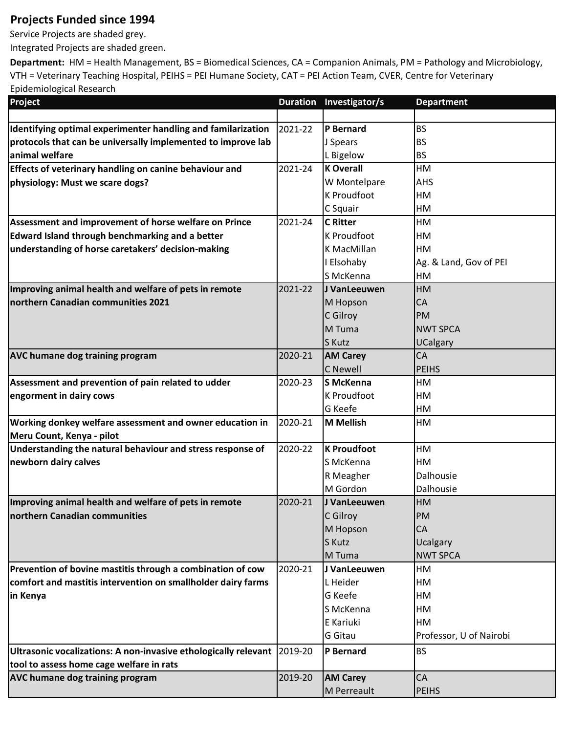## Projects Funded since 1994

Service Projects are shaded grey.

Integrated Projects are shaded green.

**Department:** HM = Health Management, BS = Biomedical Sciences, CA = Companion Animals, PM = Pathology and Microbiology, VTH = Veterinary Teaching Hospital, PEIHS = PEI Humane Society, CAT = PEI Action Team, CVER, Centre for Veterinary Epidemiological Research

| Project | Duration | Investigator/s | Department |
|---|---|---|---|
| | | | |
| **Identifying optimal experimenter handling and familarization protocols that can be universally implemented to improve lab animal welfare** | 2021-22 | **P Bernard** | BS |
| | | J Spears | BS |
| | | L Bigelow | BS |
| **Effects of veterinary handling on canine behaviour and physiology: Must we scare dogs?** | 2021-24 | **K Overall** | HM |
| | | W Montelpare | AHS |
| | | K Proudfoot | HM |
| | | C Squair | HM |
| **Assessment and improvement of horse welfare on Prince Edward Island through benchmarking and a better understanding of horse caretakers' decision-making** | 2021-24 | **C Ritter** | HM |
| | | K Proudfoot | HM |
| | | K MacMillan | HM |
| | | I Elsohaby | Ag. & Land, Gov of PEI |
| | | S McKenna | HM |
| **Improving animal health and welfare of pets in remote northern Canadian communities 2021** | 2021-22 | **J VanLeeuwen** | HM |
| | | M Hopson | CA |
| | | C Gilroy | PM |
| | | M Tuma | NWT SPCA |
| | | S Kutz | UCalgary |
| **AVC humane dog training program** | 2020-21 | **AM Carey** | CA |
| | | C Newell | PEIHS |
| **Assessment and prevention of pain related to udder engorment in dairy cows** | 2020-23 | **S McKenna** | HM |
| | | K Proudfoot | HM |
| | | G Keefe | HM |
| **Working donkey welfare assessment and owner education in Meru Count, Kenya - pilot** | 2020-21 | **M Mellish** | HM |
| **Understanding the natural behaviour and stress response of newborn dairy calves** | 2020-22 | **K Proudfoot** | HM |
| | | S McKenna | HM |
| | | R Meagher | Dalhousie |
| | | M Gordon | Dalhousie |
| **Improving animal health and welfare of pets in remote northern Canadian communities** | 2020-21 | **J VanLeeuwen** | HM |
| | | C Gilroy | PM |
| | | M Hopson | CA |
| | | S Kutz | Ucalgary |
| | | M Tuma | NWT SPCA |
| **Prevention of bovine mastitis through a combination of cow comfort and mastitis intervention on smallholder dairy farms in Kenya** | 2020-21 | J VanLeeuwen | HM |
| | | L Heider | HM |
| | | G Keefe | HM |
| | | S McKenna | HM |
| | | E Kariuki | HM |
| | | G Gitau | Professor, U of Nairobi |
| **Ultrasonic vocalizations: A non-invasive ethologically relevant tool to assess home cage welfare in rats** | 2019-20 | **P Bernard** | BS |
| **AVC humane dog training program** | 2019-20 | **AM Carey** | CA |
| | | M Perreault | PEIHS |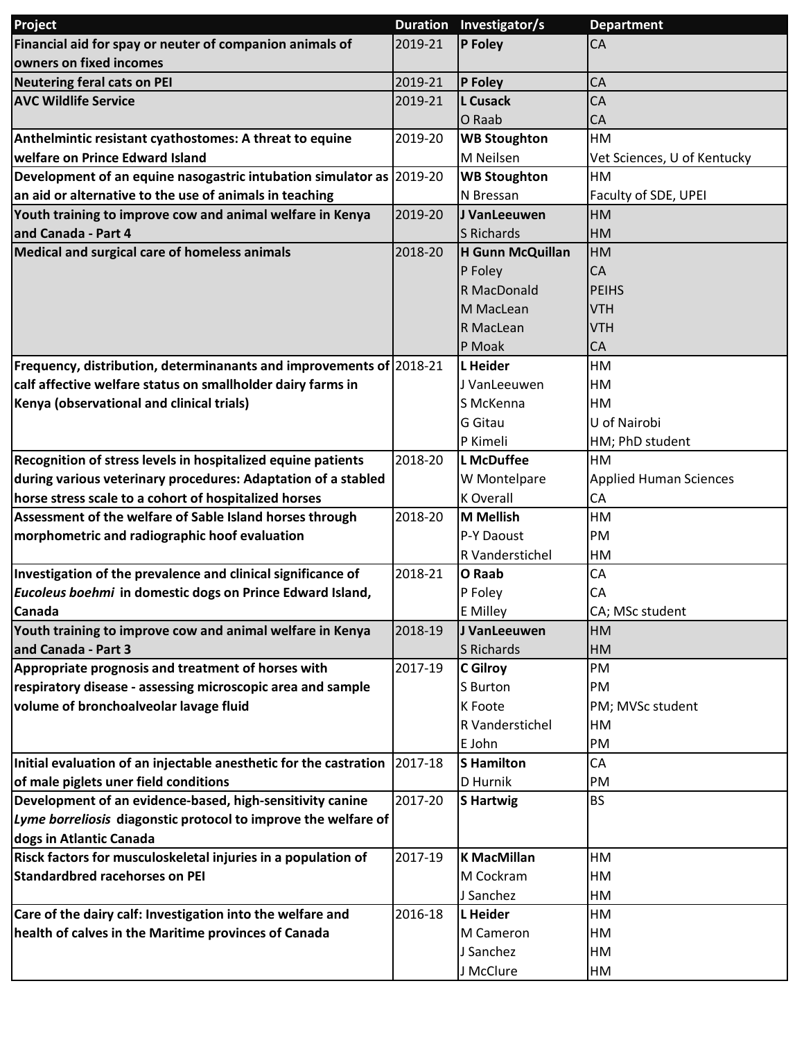| Project | Duration | Investigator/s | Department |
|---|---|---|---|
| **Financial aid for spay or neuter of companion animals of owners on fixed incomes** | 2019-21 | **P Foley** | CA |
| **Neutering feral cats on PEI** | 2019-21 | **P Foley** | CA |
| **AVC Wildlife Service** | 2019-21 | **L Cusack** | CA |
| | | O Raab | CA |
| **Anthelmintic resistant cyathostomes: A threat to equine welfare on Prince Edward Island** | 2019-20 | **WB Stoughton** | HM |
| | | M Neilsen | Vet Sciences, U of Kentucky |
| **Development of an equine nasogastric intubation simulator as an aid or alternative to the use of animals in teaching** | 2019-20 | **WB Stoughton** | HM |
| | | N Bressan | Faculty of SDE, UPEI |
| **Youth training to improve cow and animal welfare in Kenya and Canada - Part 4** | 2019-20 | **J VanLeeuwen** | HM |
| | | S Richards | HM |
| **Medical and surgical care of homeless animals** | 2018-20 | **H Gunn McQuillan** | HM |
| | | P Foley | CA |
| | | R MacDonald | PEIHS |
| | | M MacLean | VTH |
| | | R MacLean | VTH |
| | | P Moak | CA |
| **Frequency, distribution, determinanants and improvements of calf affective welfare status on smallholder dairy farms in Kenya (observational and clinical trials)** | 2018-21 | **L Heider** | HM |
| | | J VanLeeuwen | HM |
| | | S McKenna | HM |
| | | G Gitau | U of Nairobi |
| | | P Kimeli | HM; PhD student |
| **Recognition of stress levels in hospitalized equine patients during various veterinary procedures: Adaptation of a stabled horse stress scale to a cohort of hospitalized horses** | 2018-20 | **L McDuffee** | HM |
| | | W Montelpare | Applied Human Sciences |
| | | K Overall | CA |
| **Assessment of the welfare of Sable Island horses through morphometric and radiographic hoof evaluation** | 2018-20 | **M Mellish** | HM |
| | | P-Y Daoust | PM |
| | | R Vanderstichel | HM |
| **Investigation of the prevalence and clinical significance of *Eucoleus boehmi* in domestic dogs on Prince Edward Island, Canada** | 2018-21 | **O Raab** | CA |
| | | P Foley | CA |
| | | E Milley | CA; MSc student |
| **Youth training to improve cow and animal welfare in Kenya and Canada - Part 3** | 2018-19 | **J VanLeeuwen** | HM |
| | | S Richards | HM |
| **Appropriate prognosis and treatment of horses with respiratory disease - assessing microscopic area and sample volume of bronchoalveolar lavage fluid** | 2017-19 | **C Gilroy** | PM |
| | | S Burton | PM |
| | | K Foote | PM; MVSc student |
| | | R Vanderstichel | HM |
| | | E John | PM |
| **Initial evaluation of an injectable anesthetic for the castration of male piglets uner field conditions** | 2017-18 | **S Hamilton** | CA |
| | | D Hurnik | PM |
| **Development of an evidence-based, high-sensitivity canine *Lyme borreliosis* diagnostic protocol to improve the welfare of dogs in Atlantic Canada** | 2017-20 | **S Hartwig** | BS |
| **Risck factors for musculoskeletal injuries in a population of Standardbred racehorses on PEI** | 2017-19 | **K MacMillan** | HM |
| | | M Cockram | HM |
| | | J Sanchez | HM |
| **Care of the dairy calf: Investigation into the welfare and health of calves in the Maritime provinces of Canada** | 2016-18 | **L Heider** | HM |
| | | M Cameron | HM |
| | | J Sanchez | HM |
| | | J McClure | HM |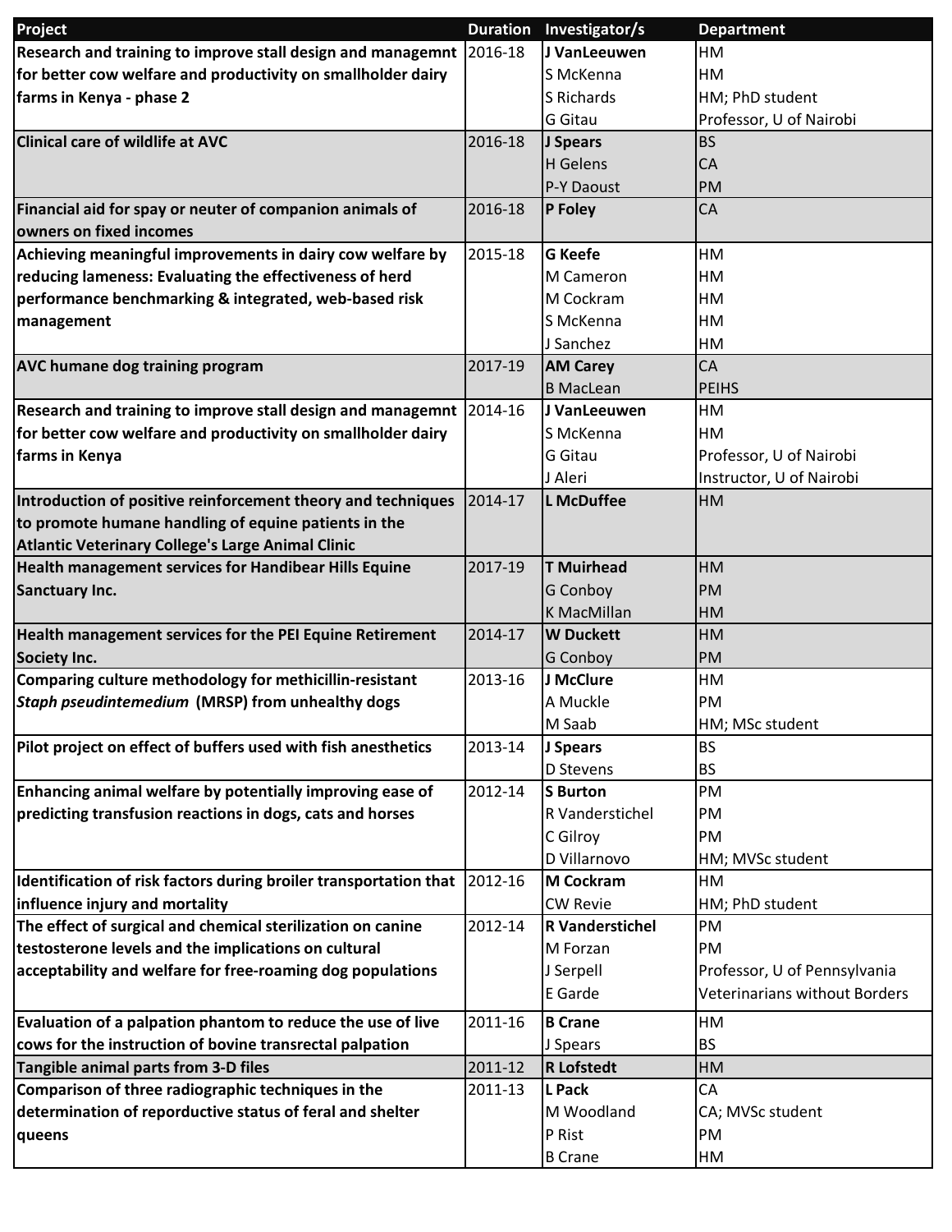| Project | Duration | Investigator/s | Department |
|---|---|---|---|
| **Research and training to improve stall design and managemnt for better cow welfare and productivity on smallholder dairy farms in Kenya - phase 2** | 2016-18 | **J VanLeeuwen** | HM |
| | | S McKenna | HM |
| | | S Richards | HM; PhD student |
| | | G Gitau | Professor, U of Nairobi |
| **Clinical care of wildlife at AVC** | 2016-18 | **J Spears** | BS |
| | | H Gelens | CA |
| | | P-Y Daoust | PM |
| **Financial aid for spay or neuter of companion animals of owners on fixed incomes** | 2016-18 | **P Foley** | CA |
| **Achieving meaningful improvements in dairy cow welfare by reducing lameness: Evaluating the effectiveness of herd performance benchmarking & integrated, web-based risk management** | 2015-18 | **G Keefe** | HM |
| | | M Cameron | HM |
| | | M Cockram | HM |
| | | S McKenna | HM |
| | | J Sanchez | HM |
| **AVC humane dog training program** | 2017-19 | **AM Carey** | CA |
| | | B MacLean | PEIHS |
| **Research and training to improve stall design and managemnt for better cow welfare and productivity on smallholder dairy farms in Kenya** | 2014-16 | **J VanLeeuwen** | HM |
| | | S McKenna | HM |
| | | G Gitau | Professor, U of Nairobi |
| | | J Aleri | Instructor, U of Nairobi |
| **Introduction of positive reinforcement theory and techniques to promote humane handling of equine patients in the Atlantic Veterinary College's Large Animal Clinic** | 2014-17 | **L McDuffee** | HM |
| **Health management services for Handibear Hills Equine Sanctuary Inc.** | 2017-19 | **T Muirhead** | HM |
| | | G Conboy | PM |
| | | K MacMillan | HM |
| **Health management services for the PEI Equine Retirement Society Inc.** | 2014-17 | **W Duckett** | HM |
| | | G Conboy | PM |
| **Comparing culture methodology for methicillin-resistant *Staph pseudintemedium* (MRSP) from unhealthy dogs** | 2013-16 | **J McClure** | HM |
| | | A Muckle | PM |
| | | M Saab | HM; MSc student |
| **Pilot project on effect of buffers used with fish anesthetics** | 2013-14 | **J Spears** | BS |
| | | D Stevens | BS |
| **Enhancing animal welfare by potentially improving ease of predicting transfusion reactions in dogs, cats and horses** | 2012-14 | **S Burton** | PM |
| | | R Vanderstichel | PM |
| | | C Gilroy | PM |
| | | D Villarnovo | HM; MVSc student |
| **Identification of risk factors during broiler transportation that influence injury and mortality** | 2012-16 | **M Cockram** | HM |
| | | CW Revie | HM; PhD student |
| **The effect of surgical and chemical sterilization on canine testosterone levels and the implications on cultural acceptability and welfare for free-roaming dog populations** | 2012-14 | **R Vanderstichel** | PM |
| | | M Forzan | PM |
| | | J Serpell | Professor, U of Pennsylvania |
| | | E Garde | Veterinarians without Borders |
| **Evaluation of a palpation phantom to reduce the use of live cows for the instruction of bovine transrectal palpation** | 2011-16 | **B Crane** | HM |
| | | J Spears | BS |
| **Tangible animal parts from 3-D files** | 2011-12 | **R Lofstedt** | HM |
| **Comparison of three radiographic techniques in the determination of reporductive status of feral and shelter queens** | 2011-13 | **L Pack** | CA |
| | | M Woodland | CA; MVSc student |
| | | P Rist | PM |
| | | B Crane | HM |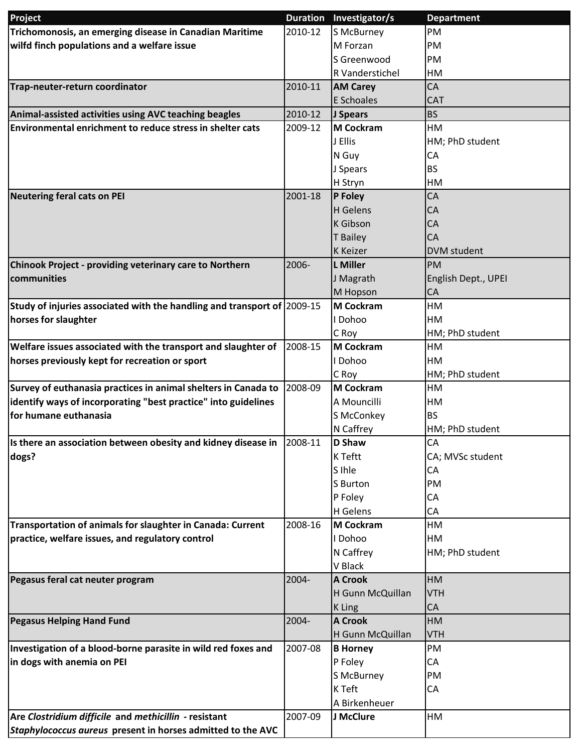| Project | Duration | Investigator/s | Department |
|---|---|---|---|
| **Trichomonosis, an emerging disease in Canadian Maritime wilfd finch populations and a welfare issue** | 2010-12 | S McBurney | PM |
| | | M Forzan | PM |
| | | S Greenwood | PM |
| | | R Vanderstichel | HM |
| **Trap-neuter-return coordinator** | 2010-11 | **AM Carey** | CA |
| | | E Schoales | CAT |
| **Animal-assisted activities using AVC teaching beagles** | 2010-12 | **J Spears** | BS |
| **Environmental enrichment to reduce stress in shelter cats** | 2009-12 | **M Cockram** | HM |
| | | J Ellis | HM; PhD student |
| | | N Guy | CA |
| | | J Spears | BS |
| | | H Stryn | HM |
| **Neutering feral cats on PEI** | 2001-18 | **P Foley** | CA |
| | | H Gelens | CA |
| | | K Gibson | CA |
| | | T Bailey | CA |
| | | K Keizer | DVM student |
| **Chinook Project - providing veterinary care to Northern communities** | 2006- | **L Miller** | PM |
| | | J Magrath | English Dept., UPEI |
| | | M Hopson | CA |
| **Study of injuries associated with the handling and transport of horses for slaughter** | 2009-15 | **M Cockram** | HM |
| | | I Dohoo | HM |
| | | C Roy | HM; PhD student |
| **Welfare issues associated with the transport and slaughter of horses previously kept for recreation or sport** | 2008-15 | **M Cockram** | HM |
| | | I Dohoo | HM |
| | | C Roy | HM; PhD student |
| **Survey of euthanasia practices in animal shelters in Canada to identify ways of incorporating "best practice" into guidelines for humane euthanasia** | 2008-09 | **M Cockram** | HM |
| | | A Mouncilli | HM |
| | | S McConkey | BS |
| | | N Caffrey | HM; PhD student |
| **Is there an association between obesity and kidney disease in dogs?** | 2008-11 | **D Shaw** | CA |
| | | K Teftt | CA; MVSc student |
| | | S Ihle | CA |
| | | S Burton | PM |
| | | P Foley | CA |
| | | H Gelens | CA |
| **Transportation of animals for slaughter in Canada: Current practice, welfare issues, and regulatory control** | 2008-16 | **M Cockram** | HM |
| | | I Dohoo | HM |
| | | N Caffrey | HM; PhD student |
| | | V Black | |
| **Pegasus feral cat neuter program** | 2004- | **A Crook** | HM |
| | | H Gunn McQuillan | VTH |
| | | K Ling | CA |
| **Pegasus Helping Hand Fund** | 2004- | **A Crook** | HM |
| | | H Gunn McQuillan | VTH |
| **Investigation of a blood-borne parasite in wild red foxes and in dogs with anemia on PEI** | 2007-08 | **B Horney** | PM |
| | | P Foley | CA |
| | | S McBurney | PM |
| | | K Teft | CA |
| | | A Birkenheuer | |
| **Are *Clostridium difficile* and *methicillin* - resistant *Staphylococcus aureus* present in horses admitted to the AVC** | 2007-09 | **J McClure** | HM |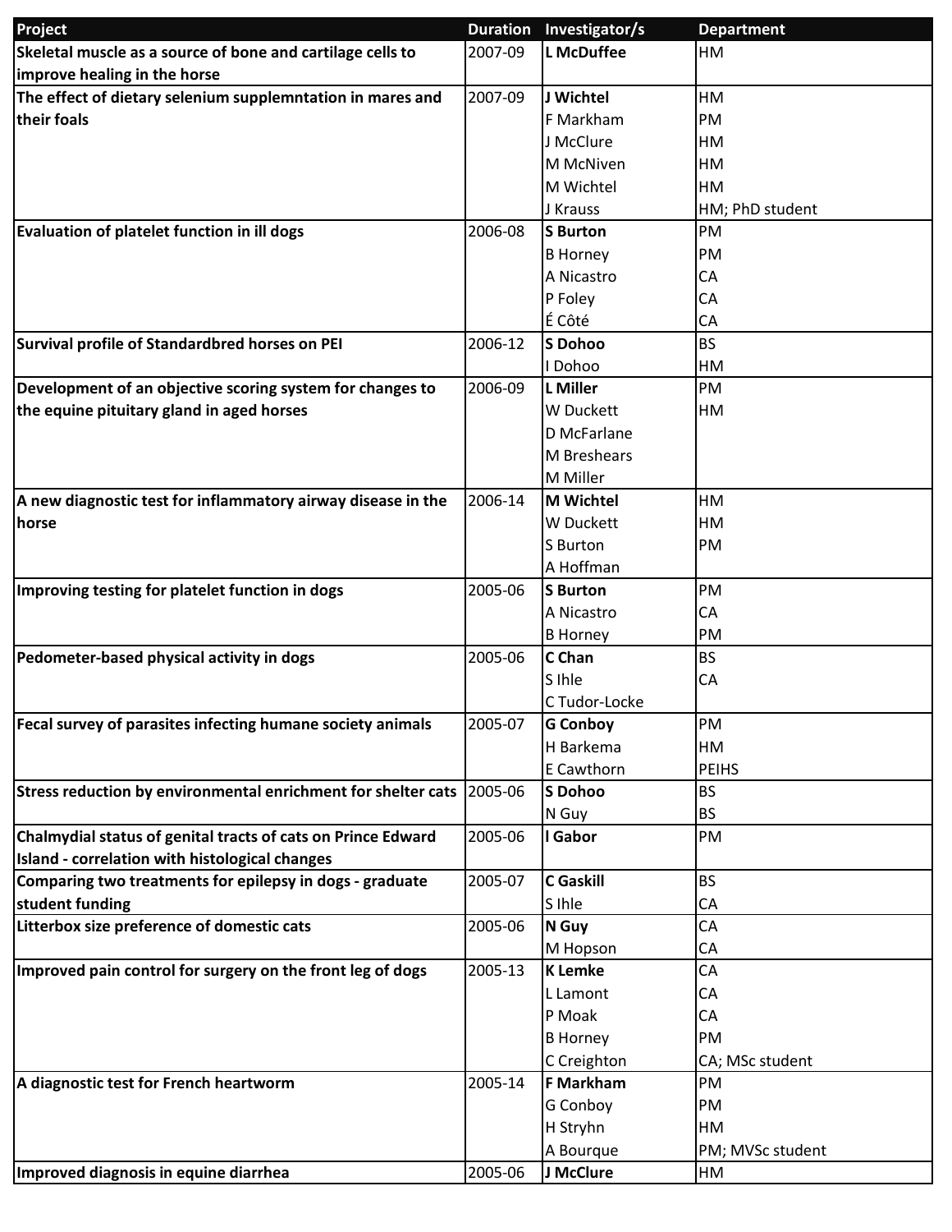| Project | Duration | Investigator/s | Department |
|---|---|---|---|
| **Skeletal muscle as a source of bone and cartilage cells to improve healing in the horse** | 2007-09 | **L McDuffee** | HM |
| **The effect of dietary selenium supplemntation in mares and their foals** | 2007-09 | **J Wichtel** | HM |
| | | F Markham | PM |
| | | J McClure | HM |
| | | M McNiven | HM |
| | | M Wichtel | HM |
| | | J Krauss | HM; PhD student |
| **Evaluation of platelet function in ill dogs** | 2006-08 | **S Burton** | PM |
| | | B Horney | PM |
| | | A Nicastro | CA |
| | | P Foley | CA |
| | | É Côté | CA |
| **Survival profile of Standardbred horses on PEI** | 2006-12 | **S Dohoo** | BS |
| | | I Dohoo | HM |
| **Development of an objective scoring system for changes to the equine pituitary gland in aged horses** | 2006-09 | **L Miller** | PM |
| | | W Duckett | HM |
| | | D McFarlane | |
| | | M Breshears | |
| | | M Miller | |
| **A new diagnostic test for inflammatory airway disease in the horse** | 2006-14 | **M Wichtel** | HM |
| | | W Duckett | HM |
| | | S Burton | PM |
| | | A Hoffman | |
| **Improving testing for platelet function in dogs** | 2005-06 | **S Burton** | PM |
| | | A Nicastro | CA |
| | | B Horney | PM |
| **Pedometer-based physical activity in dogs** | 2005-06 | **C Chan** | BS |
| | | S Ihle | CA |
| | | C Tudor-Locke | |
| **Fecal survey of parasites infecting humane society animals** | 2005-07 | **G Conboy** | PM |
| | | H Barkema | HM |
| | | E Cawthorn | PEIHS |
| **Stress reduction by environmental enrichment for shelter cats** | 2005-06 | **S Dohoo** | BS |
| | | N Guy | BS |
| **Chalmydial status of genital tracts of cats on Prince Edward Island - correlation with histological changes** | 2005-06 | **I Gabor** | PM |
| **Comparing two treatments for epilepsy in dogs - graduate student funding** | 2005-07 | **C Gaskill** | BS |
| | | S Ihle | CA |
| **Litterbox size preference of domestic cats** | 2005-06 | **N Guy** | CA |
| | | M Hopson | CA |
| **Improved pain control for surgery on the front leg of dogs** | 2005-13 | **K Lemke** | CA |
| | | L Lamont | CA |
| | | P Moak | CA |
| | | B Horney | PM |
| | | C Creighton | CA; MSc student |
| **A diagnostic test for French heartworm** | 2005-14 | **F Markham** | PM |
| | | G Conboy | PM |
| | | H Stryhn | HM |
| | | A Bourque | PM; MVSc student |
| **Improved diagnosis in equine diarrhea** | 2005-06 | **J McClure** | HM |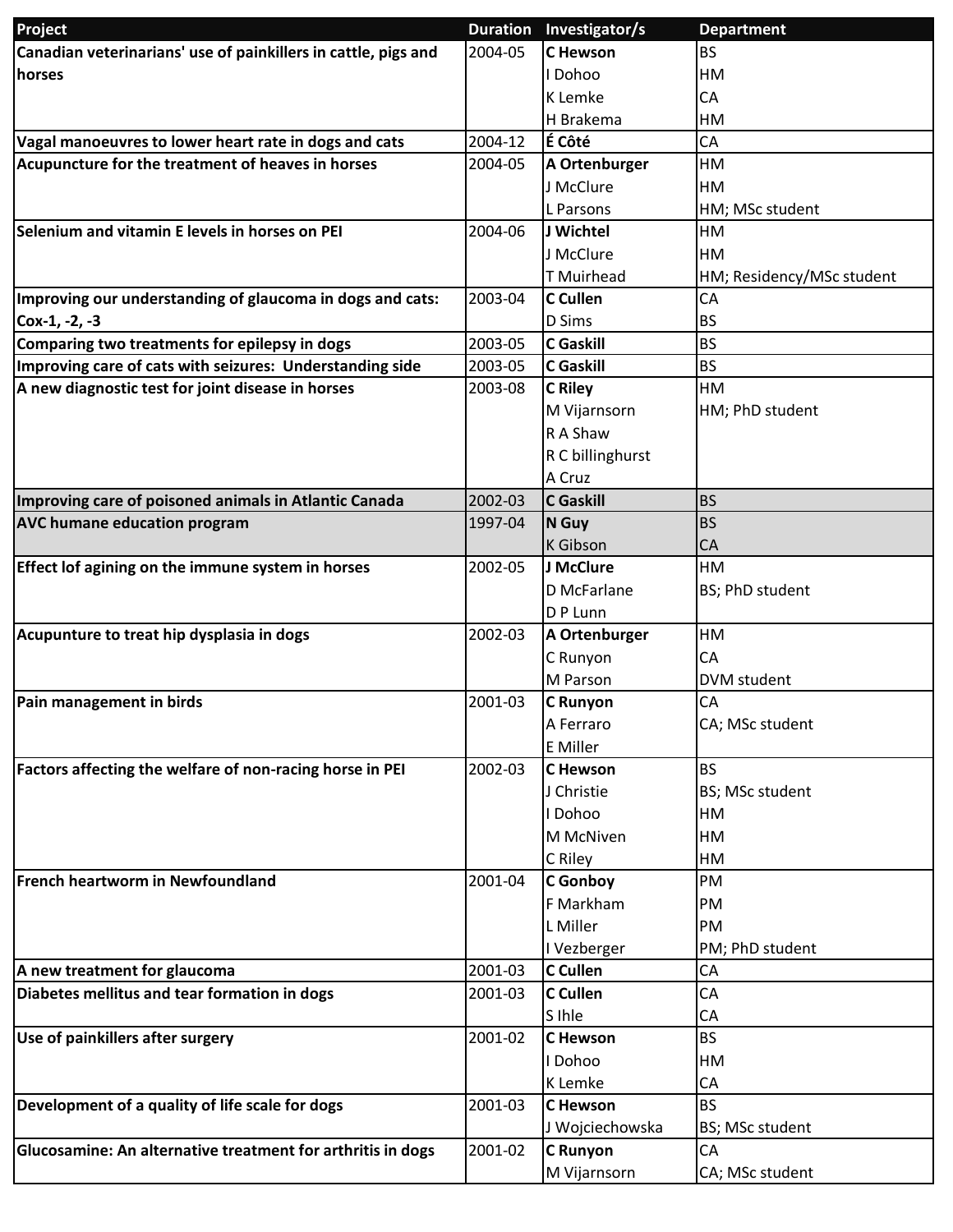| Project | Duration | Investigator/s | Department |
|---|---|---|---|
| **Canadian veterinarians' use of painkillers in cattle, pigs and horses** | 2004-05 | **C Hewson** | BS |
| | | I Dohoo | HM |
| | | K Lemke | CA |
| | | H Brakema | HM |
| **Vagal manoeuvres to lower heart rate in dogs and cats** | 2004-12 | **É Côté** | CA |
| **Acupuncture for the treatment of heaves in horses** | 2004-05 | **A Ortenburger** | HM |
| | | J McClure | HM |
| | | L Parsons | HM; MSc student |
| **Selenium and vitamin E levels in horses on PEI** | 2004-06 | **J Wichtel** | HM |
| | | J McClure | HM |
| | | T Muirhead | HM; Residency/MSc student |
| **Improving our understanding of glaucoma in dogs and cats: Cox-1, -2, -3** | 2003-04 | **C Cullen** | CA |
| | | D Sims | BS |
| **Comparing two treatments for epilepsy in dogs** | 2003-05 | **C Gaskill** | BS |
| **Improving care of cats with seizures: Understanding side** | 2003-05 | **C Gaskill** | BS |
| **A new diagnostic test for joint disease in horses** | 2003-08 | **C Riley** | HM |
| | | M Vijarnsorn | HM; PhD student |
| | | R A Shaw | |
| | | R C billinghurst | |
| | | A Cruz | |
| **Improving care of poisoned animals in Atlantic Canada** | 2002-03 | **C Gaskill** | BS |
| **AVC humane education program** | 1997-04 | **N Guy** | BS |
| | | K Gibson | CA |
| **Effect lof agining on the immune system in horses** | 2002-05 | **J McClure** | HM |
| | | D McFarlane | BS; PhD student |
| | | D P Lunn | |
| **Acupunture to treat hip dysplasia in dogs** | 2002-03 | **A Ortenburger** | HM |
| | | C Runyon | CA |
| | | M Parson | DVM student |
| **Pain management in birds** | 2001-03 | **C Runyon** | CA |
| | | A Ferraro | CA; MSc student |
| | | E Miller | |
| **Factors affecting the welfare of non-racing horse in PEI** | 2002-03 | **C Hewson** | BS |
| | | J Christie | BS; MSc student |
| | | I Dohoo | HM |
| | | M McNiven | HM |
| | | C Riley | HM |
| **French heartworm in Newfoundland** | 2001-04 | **C Gonboy** | PM |
| | | F Markham | PM |
| | | L Miller | PM |
| | | I Vezberger | PM; PhD student |
| **A new treatment for glaucoma** | 2001-03 | **C Cullen** | CA |
| **Diabetes mellitus and tear formation in dogs** | 2001-03 | **C Cullen** | CA |
| | | S Ihle | CA |
| **Use of painkillers after surgery** | 2001-02 | **C Hewson** | BS |
| | | I Dohoo | HM |
| | | K Lemke | CA |
| **Development of a quality of life scale for dogs** | 2001-03 | **C Hewson** | BS |
| | | J Wojciechowska | BS; MSc student |
| **Glucosamine: An alternative treatment for arthritis in dogs** | 2001-02 | **C Runyon** | CA |
| | | M Vijarnsorn | CA; MSc student |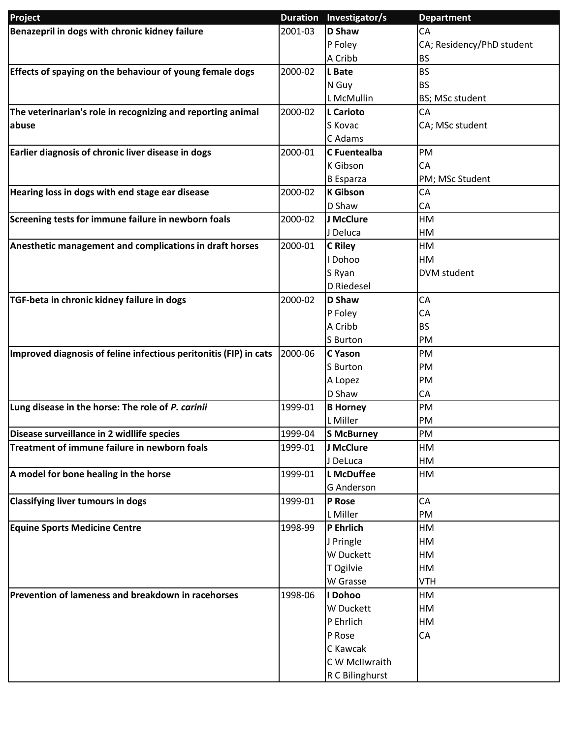| Project | Duration | Investigator/s | Department |
| --- | --- | --- | --- |
| **Benazepril in dogs with chronic kidney failure** | 2001-03 | **D Shaw** | CA |
| | | P Foley | CA; Residency/PhD student |
| | | A Cribb | BS |
| **Effects of spaying on the behaviour of young female dogs** | 2000-02 | **L Bate** | BS |
| | | N Guy | BS |
| | | L McMullin | BS; MSc student |
| **The veterinarian's role in recognizing and reporting animal abuse** | 2000-02 | **L Carioto** | CA |
| | | S Kovac | CA; MSc student |
| | | C Adams | |
| **Earlier diagnosis of chronic liver disease in dogs** | 2000-01 | **C Fuentealba** | PM |
| | | K Gibson | CA |
| | | B Esparza | PM; MSc Student |
| **Hearing loss in dogs with end stage ear disease** | 2000-02 | **K Gibson** | CA |
| | | D Shaw | CA |
| **Screening tests for immune failure in newborn foals** | 2000-02 | **J McClure** | HM |
| | | J Deluca | HM |
| **Anesthetic management and complications in draft horses** | 2000-01 | **C Riley** | HM |
| | | I Dohoo | HM |
| | | S Ryan | DVM student |
| | | D Riedesel | |
| **TGF-beta in chronic kidney failure in dogs** | 2000-02 | **D Shaw** | CA |
| | | P Foley | CA |
| | | A Cribb | BS |
| | | S Burton | PM |
| **Improved diagnosis of feline infectious peritonitis (FIP) in cats** | 2000-06 | **C Yason** | PM |
| | | S Burton | PM |
| | | A Lopez | PM |
| | | D Shaw | CA |
| **Lung disease in the horse: The role of *P. carinii*** | 1999-01 | **B Horney** | PM |
| | | L Miller | PM |
| **Disease surveillance in 2 widllife species** | 1999-04 | **S McBurney** | PM |
| **Treatment of immune failure in newborn foals** | 1999-01 | **J McClure** | HM |
| | | J DeLuca | HM |
| **A model for bone healing in the horse** | 1999-01 | **L McDuffee** | HM |
| | | G Anderson | |
| **Classifying liver tumours in dogs** | 1999-01 | **P Rose** | CA |
| | | L Miller | PM |
| **Equine Sports Medicine Centre** | 1998-99 | **P Ehrlich** | HM |
| | | J Pringle | HM |
| | | W Duckett | HM |
| | | T Ogilvie | HM |
| | | W Grasse | VTH |
| **Prevention of lameness and breakdown in racehorses** | 1998-06 | **I Dohoo** | HM |
| | | W Duckett | HM |
| | | P Ehrlich | HM |
| | | P Rose | CA |
| | | C Kawcak | |
| | | C W McIlwraith | |
| | | R C Bilinghurst | |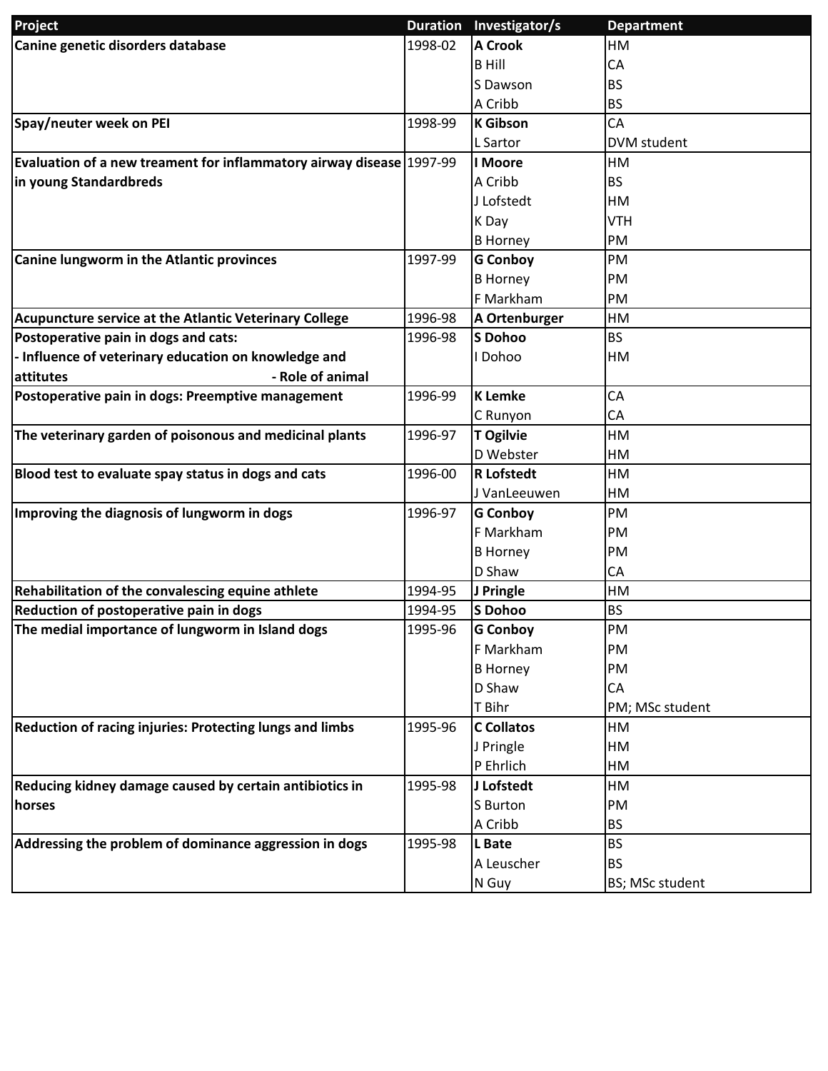| Project | Duration | Investigator/s | Department |
|---|---|---|---|
| **Canine genetic disorders database** | 1998-02 | **A Crook** | HM |
| | | B Hill | CA |
| | | S Dawson | BS |
| | | A Cribb | BS |
| **Spay/neuter week on PEI** | 1998-99 | **K Gibson** | CA |
| | | L Sartor | DVM student |
| **Evaluation of a new treament for inflammatory airway disease in young Standardbreds** | 1997-99 | **I Moore** | HM |
| | | A Cribb | BS |
| | | J Lofstedt | HM |
| | | K Day | VTH |
| | | B Horney | PM |
| **Canine lungworm in the Atlantic provinces** | 1997-99 | **G Conboy** | PM |
| | | B Horney | PM |
| | | F Markham | PM |
| **Acupuncture service at the Atlantic Veterinary College** | 1996-98 | **A Ortenburger** | HM |
| **Postoperative pain in dogs and cats: - Influence of veterinary education on knowledge and attitutes - Role of animal** | 1996-98 | **S Dohoo** | BS |
| | | I Dohoo | HM |
| **Postoperative pain in dogs: Preemptive management** | 1996-99 | **K Lemke** | CA |
| | | C Runyon | CA |
| **The veterinary garden of poisonous and medicinal plants** | 1996-97 | **T Ogilvie** | HM |
| | | D Webster | HM |
| **Blood test to evaluate spay status in dogs and cats** | 1996-00 | **R Lofstedt** | HM |
| | | J VanLeeuwen | HM |
| **Improving the diagnosis of lungworm in dogs** | 1996-97 | **G Conboy** | PM |
| | | F Markham | PM |
| | | B Horney | PM |
| | | D Shaw | CA |
| **Rehabilitation of the convalescing equine athlete** | 1994-95 | **J Pringle** | HM |
| **Reduction of postoperative pain in dogs** | 1994-95 | **S Dohoo** | BS |
| **The medial importance of lungworm in Island dogs** | 1995-96 | **G Conboy** | PM |
| | | F Markham | PM |
| | | B Horney | PM |
| | | D Shaw | CA |
| | | T Bihr | PM; MSc student |
| **Reduction of racing injuries: Protecting lungs and limbs** | 1995-96 | **C Collatos** | HM |
| | | J Pringle | HM |
| | | P Ehrlich | HM |
| **Reducing kidney damage caused by certain antibiotics in horses** | 1995-98 | **J Lofstedt** | HM |
| | | S Burton | PM |
| | | A Cribb | BS |
| **Addressing the problem of dominance aggression in dogs** | 1995-98 | **L Bate** | BS |
| | | A Leuscher | BS |
| | | N Guy | BS; MSc student |